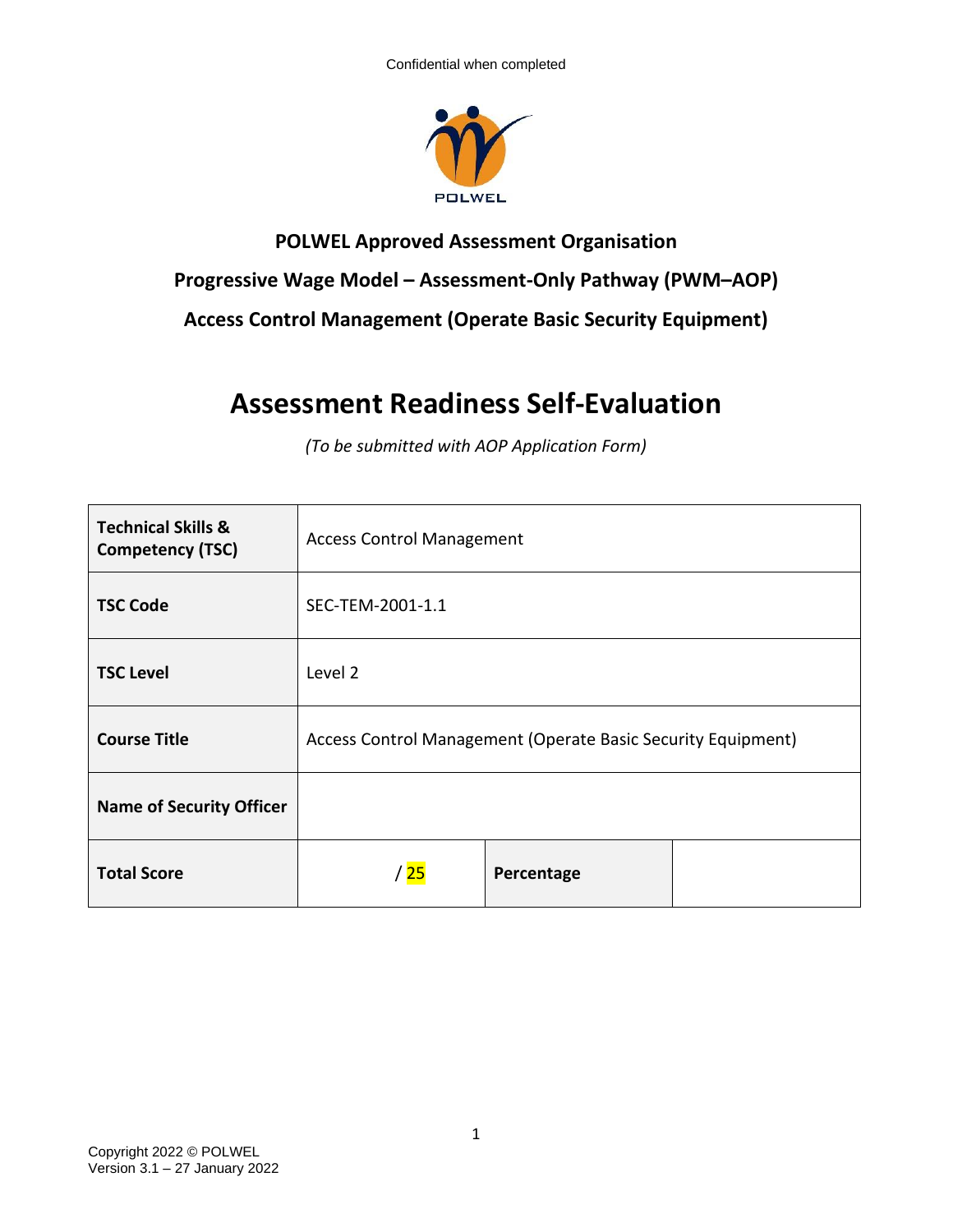Confidential when completed

**POLWEL Approved Assessment Organisation**

**Progressive Wage Model – Assessment-Only Pathway (PWM–AOP)**

**Access Control Management (Operate Basic Security Equipment)**

# Assessment Readiness Self-Evaluation

*(To be submitted with AOP Application Form)*

| **Technical Skills & Competency (TSC)** | Access Control Management | | |
|---|---|---|---|
| **TSC Code** | SEC-TEM-2001-1.1 | | |
| **TSC Level** | Level 2 | | |
| **Course Title** | Access Control Management (Operate Basic Security Equipment) | | |
| **Name of Security Officer** | | | |
| **Total Score** | / 25 | **Percentage** | |

Copyright 2022 © POLWEL
Version 3.1 – 27 January 2022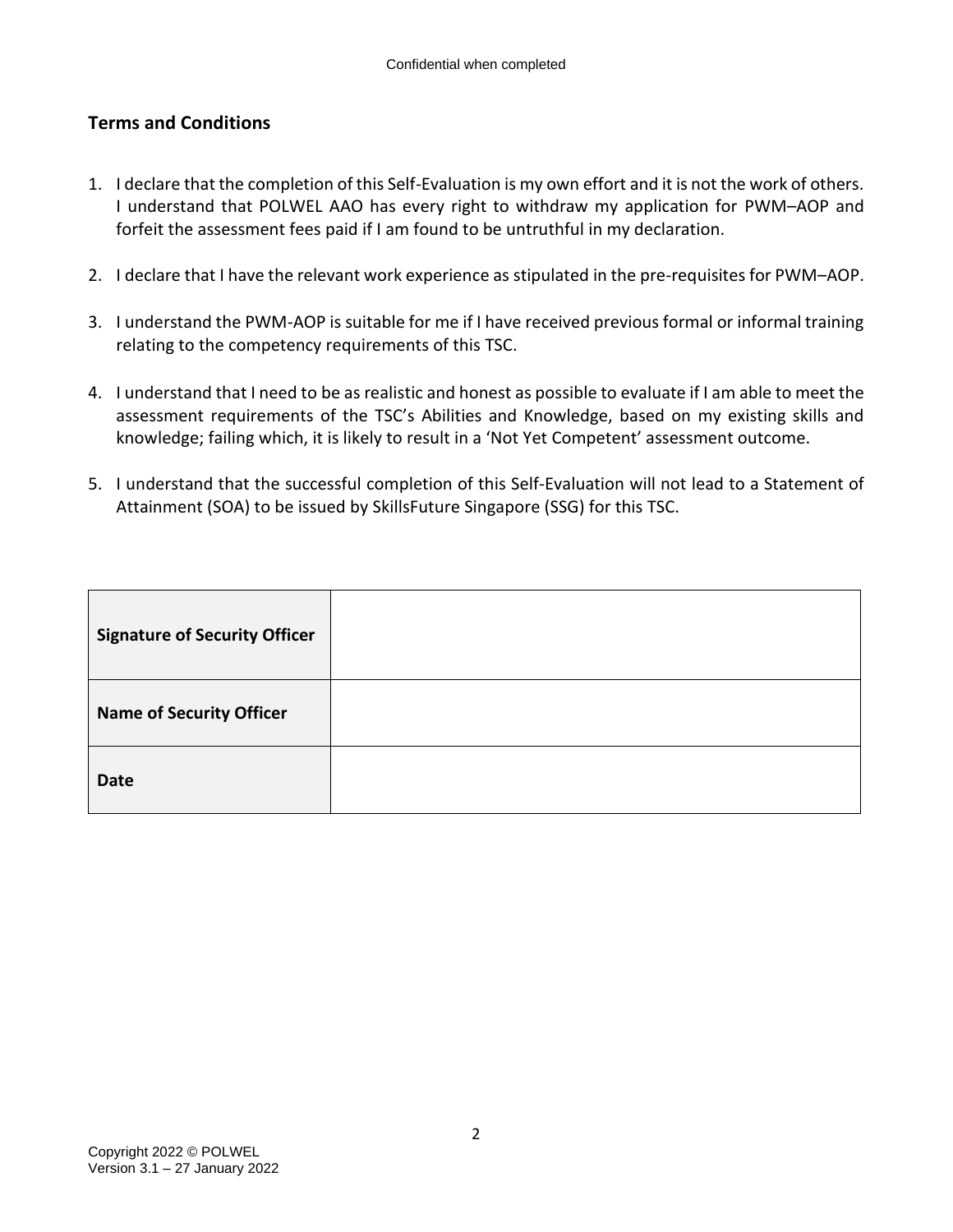Confidential when completed

## Terms and Conditions

1. I declare that the completion of this Self-Evaluation is my own effort and it is not the work of others. I understand that POLWEL AAO has every right to withdraw my application for PWM–AOP and forfeit the assessment fees paid if I am found to be untruthful in my declaration.

2. I declare that I have the relevant work experience as stipulated in the pre-requisites for PWM–AOP.

3. I understand the PWM-AOP is suitable for me if I have received previous formal or informal training relating to the competency requirements of this TSC.

4. I understand that I need to be as realistic and honest as possible to evaluate if I am able to meet the assessment requirements of the TSC's Abilities and Knowledge, based on my existing skills and knowledge; failing which, it is likely to result in a 'Not Yet Competent' assessment outcome.

5. I understand that the successful completion of this Self-Evaluation will not lead to a Statement of Attainment (SOA) to be issued by SkillsFuture Singapore (SSG) for this TSC.

| | |
|---|---|
| **Signature of Security Officer** | |
| **Name of Security Officer** | |
| **Date** | |

Copyright 2022 © POLWEL
Version 3.1 – 27 January 2022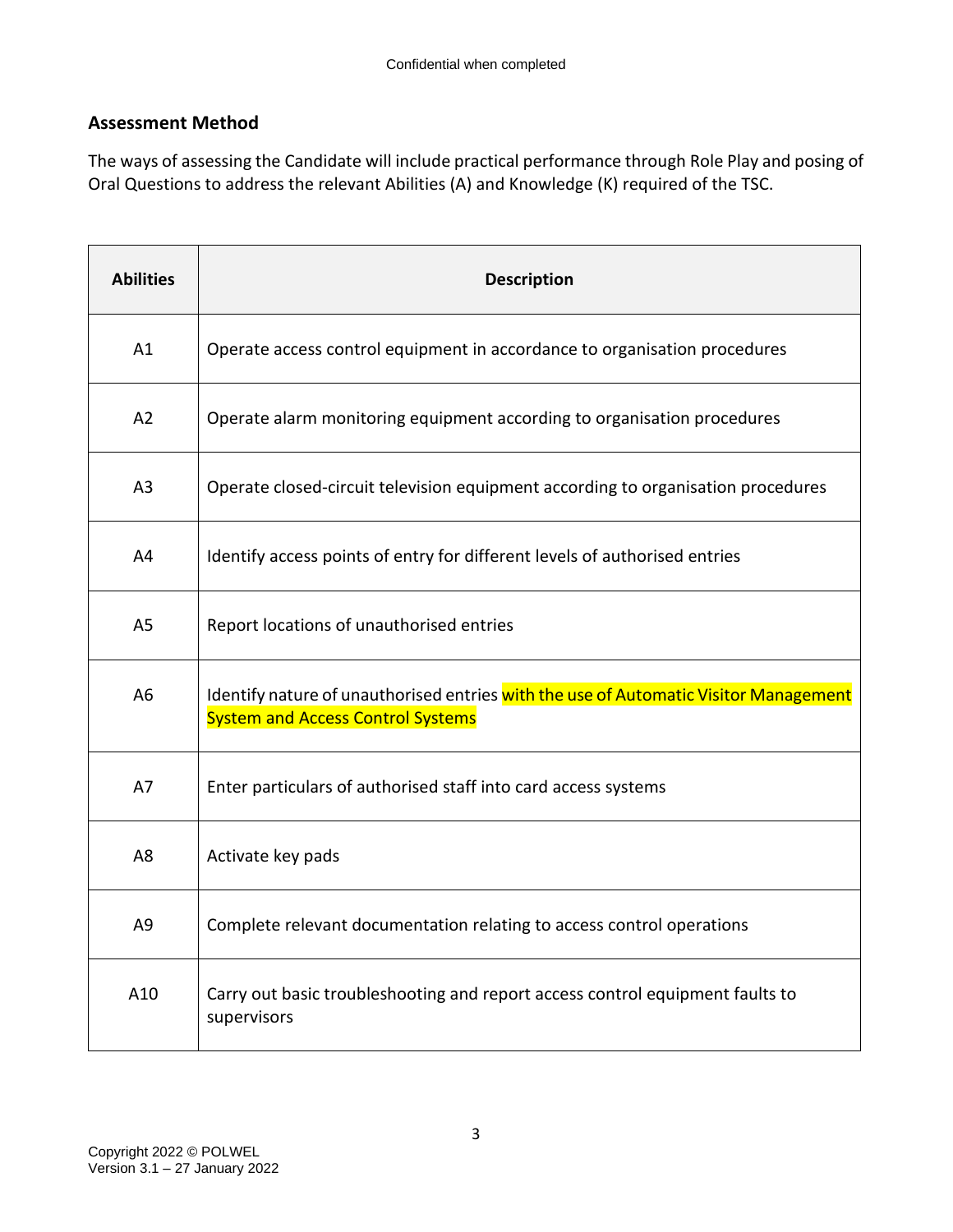## Assessment Method

The ways of assessing the Candidate will include practical performance through Role Play and posing of Oral Questions to address the relevant Abilities (A) and Knowledge (K) required of the TSC.

| Abilities | Description |
|---|---|
| A1 | Operate access control equipment in accordance to organisation procedures |
| A2 | Operate alarm monitoring equipment according to organisation procedures |
| A3 | Operate closed-circuit television equipment according to organisation procedures |
| A4 | Identify access points of entry for different levels of authorised entries |
| A5 | Report locations of unauthorised entries |
| A6 | Identify nature of unauthorised entries with the use of Automatic Visitor Management System and Access Control Systems |
| A7 | Enter particulars of authorised staff into card access systems |
| A8 | Activate key pads |
| A9 | Complete relevant documentation relating to access control operations |
| A10 | Carry out basic troubleshooting and report access control equipment faults to supervisors |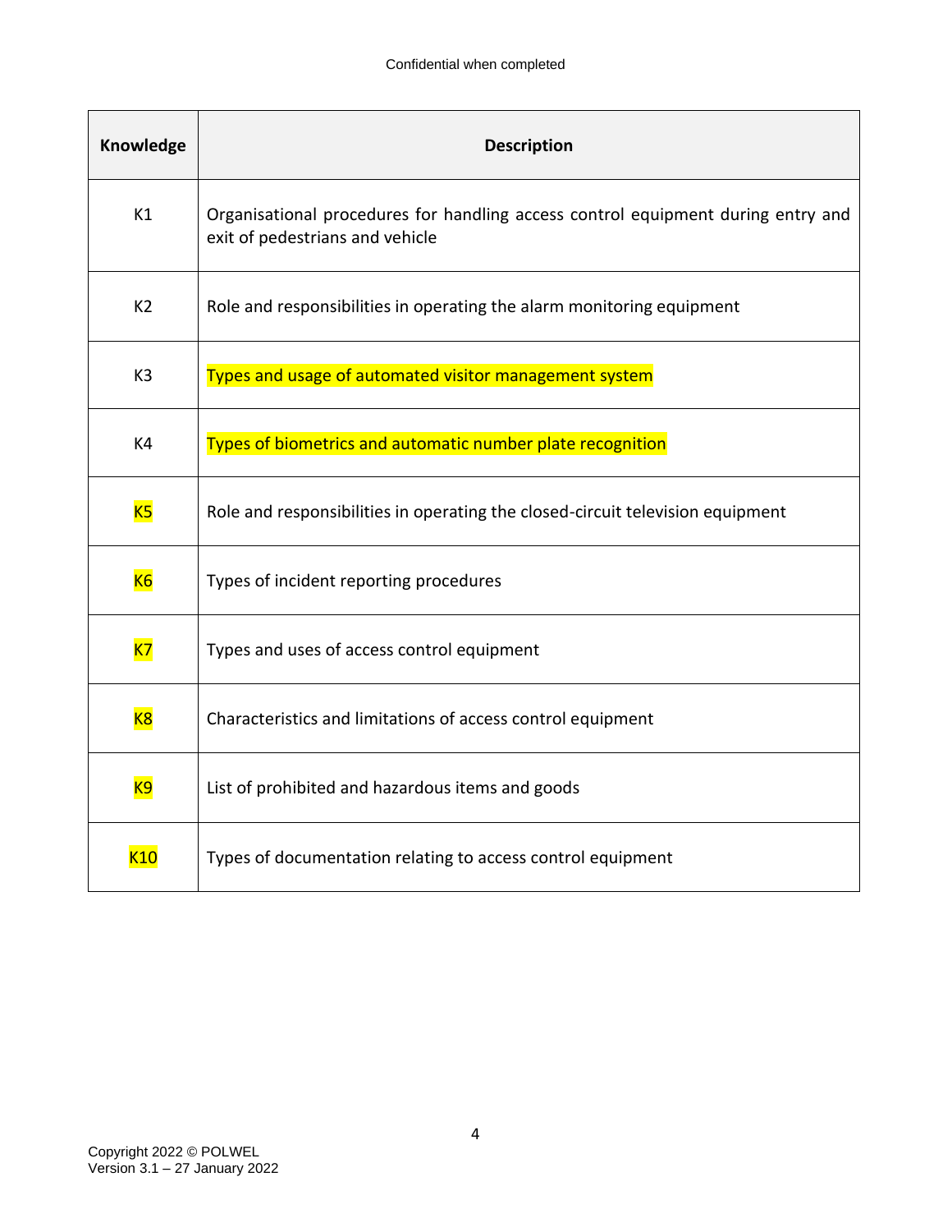| Knowledge | Description |
| --- | --- |
| K1 | Organisational procedures for handling access control equipment during entry and exit of pedestrians and vehicle |
| K2 | Role and responsibilities in operating the alarm monitoring equipment |
| K3 | Types and usage of automated visitor management system |
| K4 | Types of biometrics and automatic number plate recognition |
| K5 | Role and responsibilities in operating the closed-circuit television equipment |
| K6 | Types of incident reporting procedures |
| K7 | Types and uses of access control equipment |
| K8 | Characteristics and limitations of access control equipment |
| K9 | List of prohibited and hazardous items and goods |
| K10 | Types of documentation relating to access control equipment |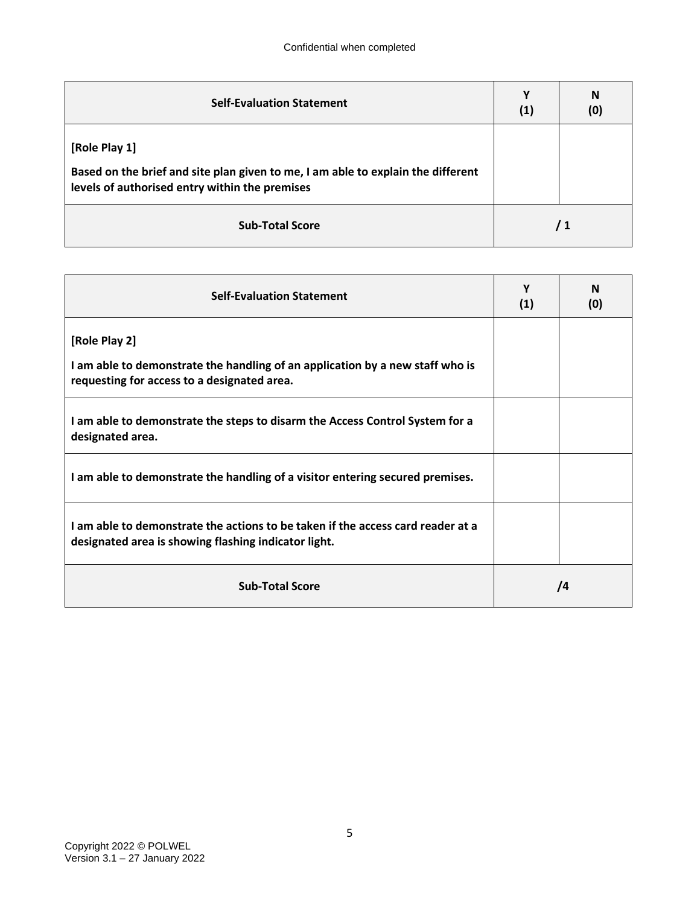| Self-Evaluation Statement | Y (1) | N (0) |
|---|---|---|
| **[Role Play 1]**<br><br>**Based on the brief and site plan given to me, I am able to explain the different levels of authorised entry within the premises** | | |
| **Sub-Total Score** | **/ 1** | |

| Self-Evaluation Statement | Y (1) | N (0) |
|---|---|---|
| **[Role Play 2]**<br><br>**I am able to demonstrate the handling of an application by a new staff who is requesting for access to a designated area.** | | |
| **I am able to demonstrate the steps to disarm the Access Control System for a designated area.** | | |
| **I am able to demonstrate the handling of a visitor entering secured premises.** | | |
| **I am able to demonstrate the actions to be taken if the access card reader at a designated area is showing flashing indicator light.** | | |
| **Sub-Total Score** | **/4** | |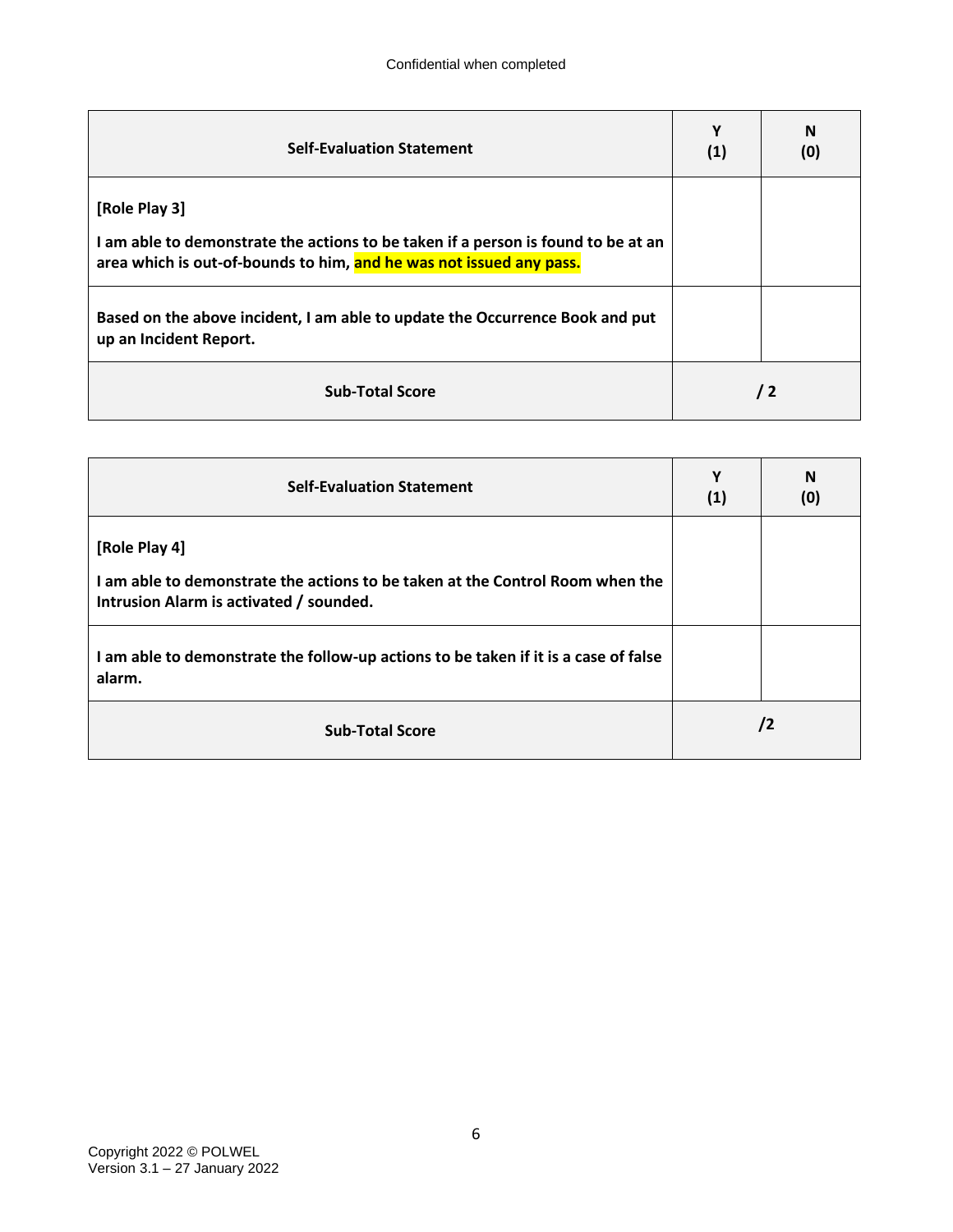| Self-Evaluation Statement | Y (1) | N (0) |
|---|---|---|
| **[Role Play 3]**<br>**I am able to demonstrate the actions to be taken if a person is found to be at an area which is out-of-bounds to him, and he was not issued any pass.** | | |
| **Based on the above incident, I am able to update the Occurrence Book and put up an Incident Report.** | | |
| **Sub-Total Score** | **/ 2** | |

| Self-Evaluation Statement | Y (1) | N (0) |
|---|---|---|
| **[Role Play 4]**<br>**I am able to demonstrate the actions to be taken at the Control Room when the Intrusion Alarm is activated / sounded.** | | |
| **I am able to demonstrate the follow-up actions to be taken if it is a case of false alarm.** | | |
| **Sub-Total Score** | **/2** | |

Copyright 2022 © POLWEL
Version 3.1 – 27 January 2022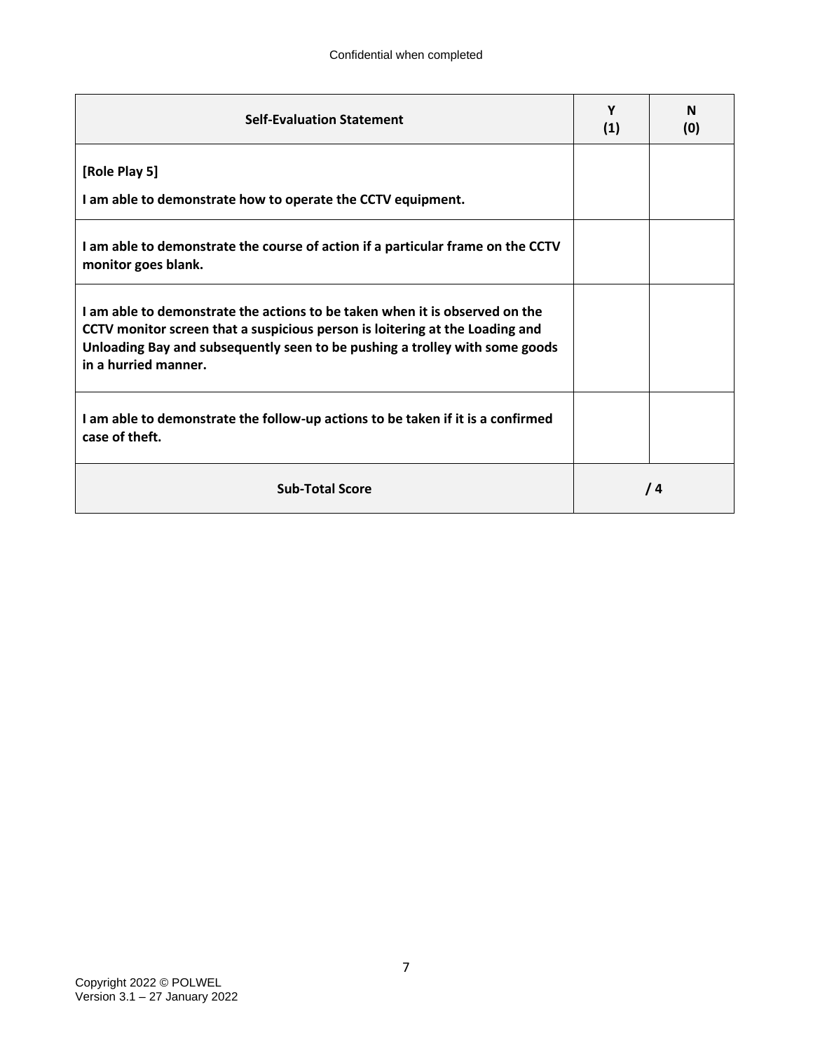| Self-Evaluation Statement | Y (1) | N (0) |
|---|---|---|
| **[Role Play 5]**<br>**I am able to demonstrate how to operate the CCTV equipment.** | | |
| **I am able to demonstrate the course of action if a particular frame on the CCTV monitor goes blank.** | | |
| **I am able to demonstrate the actions to be taken when it is observed on the CCTV monitor screen that a suspicious person is loitering at the Loading and Unloading Bay and subsequently seen to be pushing a trolley with some goods in a hurried manner.** | | |
| **I am able to demonstrate the follow-up actions to be taken if it is a confirmed case of theft.** | | |
| **Sub-Total Score** | **/ 4** | |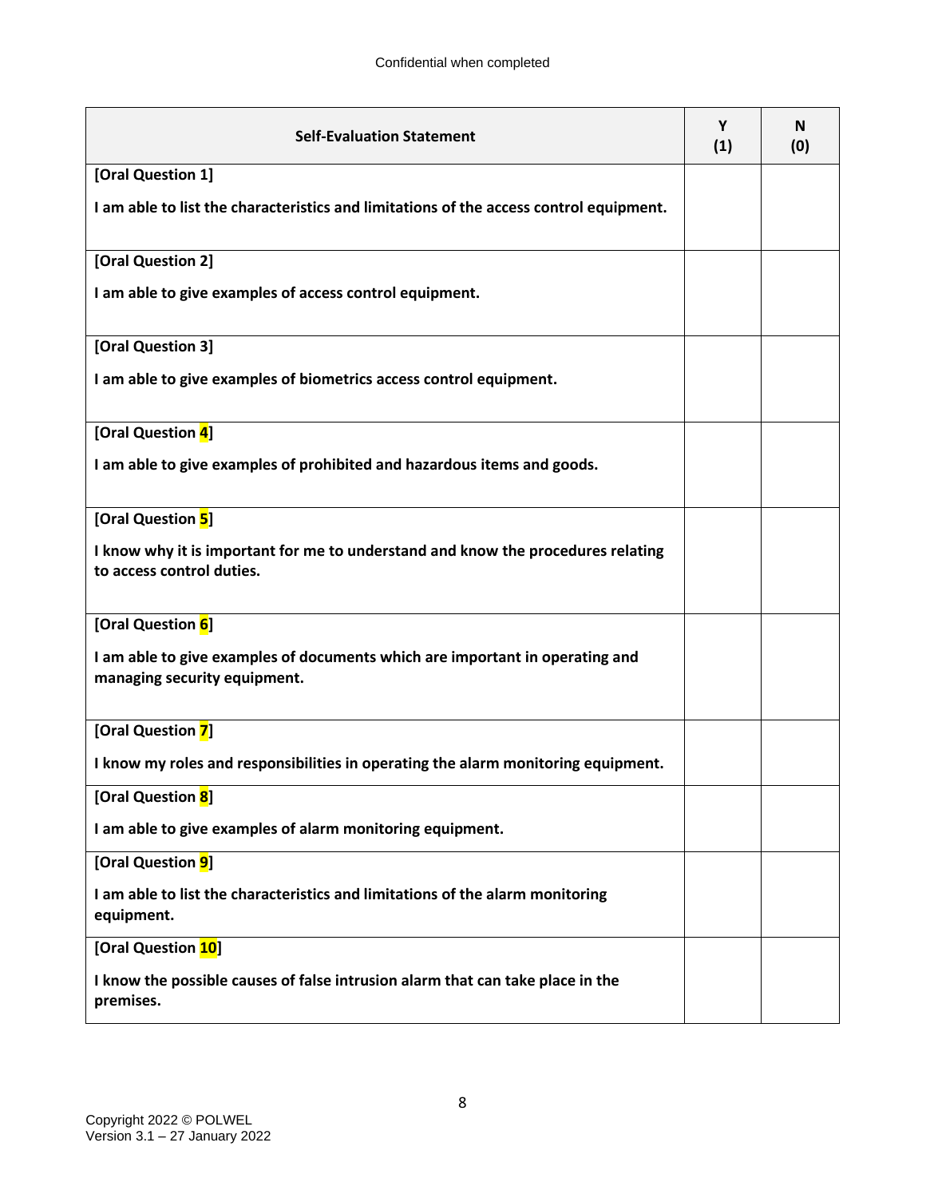| Self-Evaluation Statement | Y (1) | N (0) |
|---|---|---|
| **[Oral Question 1]** **I am able to list the characteristics and limitations of the access control equipment.** | | |
| **[Oral Question 2]** **I am able to give examples of access control equipment.** | | |
| **[Oral Question 3]** **I am able to give examples of biometrics access control equipment.** | | |
| **[Oral Question 4]** **I am able to give examples of prohibited and hazardous items and goods.** | | |
| **[Oral Question 5]** **I know why it is important for me to understand and know the procedures relating to access control duties.** | | |
| **[Oral Question 6]** **I am able to give examples of documents which are important in operating and managing security equipment.** | | |
| **[Oral Question 7]** **I know my roles and responsibilities in operating the alarm monitoring equipment.** | | |
| **[Oral Question 8]** **I am able to give examples of alarm monitoring equipment.** | | |
| **[Oral Question 9]** **I am able to list the characteristics and limitations of the alarm monitoring equipment.** | | |
| **[Oral Question 10]** **I know the possible causes of false intrusion alarm that can take place in the premises.** | | |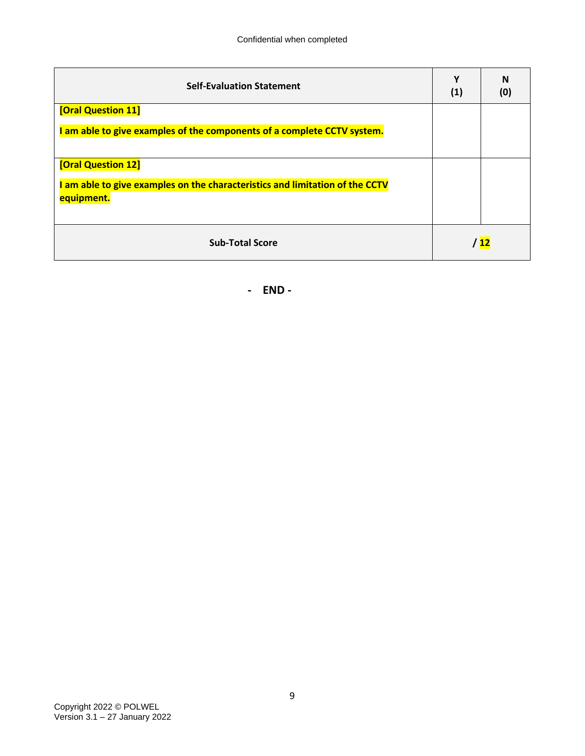| Self-Evaluation Statement | Y (1) | N (0) |
|---|---|---|
| **[Oral Question 11]**<br><br>**I am able to give examples of the components of a complete CCTV system.** | | |
| **[Oral Question 12]**<br><br>**I am able to give examples on the characteristics and limitation of the CCTV equipment.** | | |
| **Sub-Total Score** | **/ 12** | |

**- END -**

Copyright 2022 © POLWEL
Version 3.1 – 27 January 2022